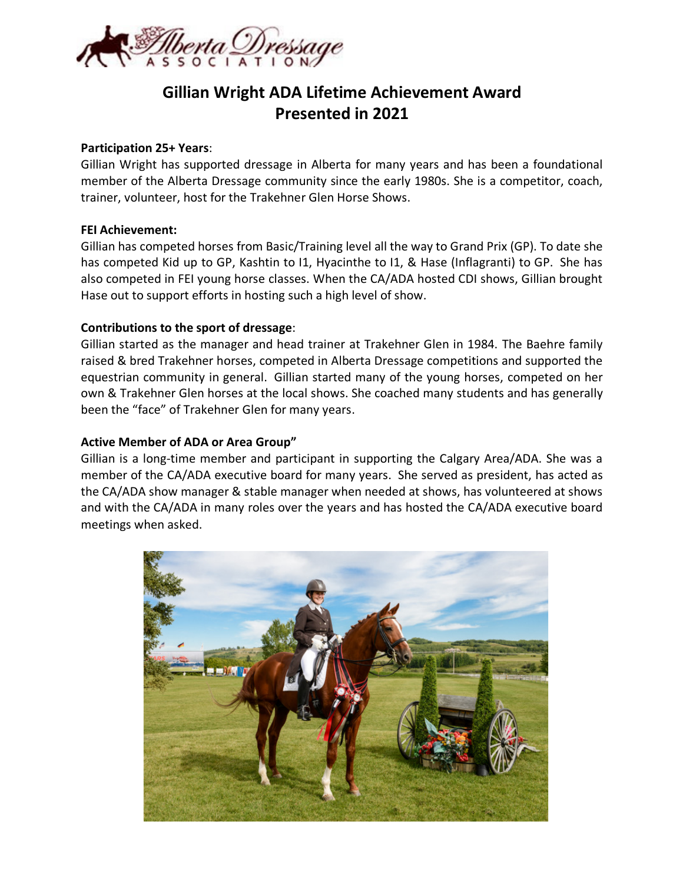# Gillian Wright ADA Lifetime Achievement Award
# Presented in 2021

**Participation 25+ Years**:
Gillian Wright has supported dressage in Alberta for many years and has been a foundational member of the Alberta Dressage community since the early 1980s. She is a competitor, coach, trainer, volunteer, host for the Trakehner Glen Horse Shows.

**FEI Achievement:**
Gillian has competed horses from Basic/Training level all the way to Grand Prix (GP). To date she has competed Kid up to GP, Kashtin to I1, Hyacinthe to I1, & Hase (Inflagranti) to GP. She has also competed in FEI young horse classes. When the CA/ADA hosted CDI shows, Gillian brought Hase out to support efforts in hosting such a high level of show.

**Contributions to the sport of dressage**:
Gillian started as the manager and head trainer at Trakehner Glen in 1984. The Baehre family raised & bred Trakehner horses, competed in Alberta Dressage competitions and supported the equestrian community in general. Gillian started many of the young horses, competed on her own & Trakehner Glen horses at the local shows. She coached many students and has generally been the "face" of Trakehner Glen for many years.

**Active Member of ADA or Area Group"**
Gillian is a long-time member and participant in supporting the Calgary Area/ADA. She was a member of the CA/ADA executive board for many years. She served as president, has acted as the CA/ADA show manager & stable manager when needed at shows, has volunteered at shows and with the CA/ADA in many roles over the years and has hosted the CA/ADA executive board meetings when asked.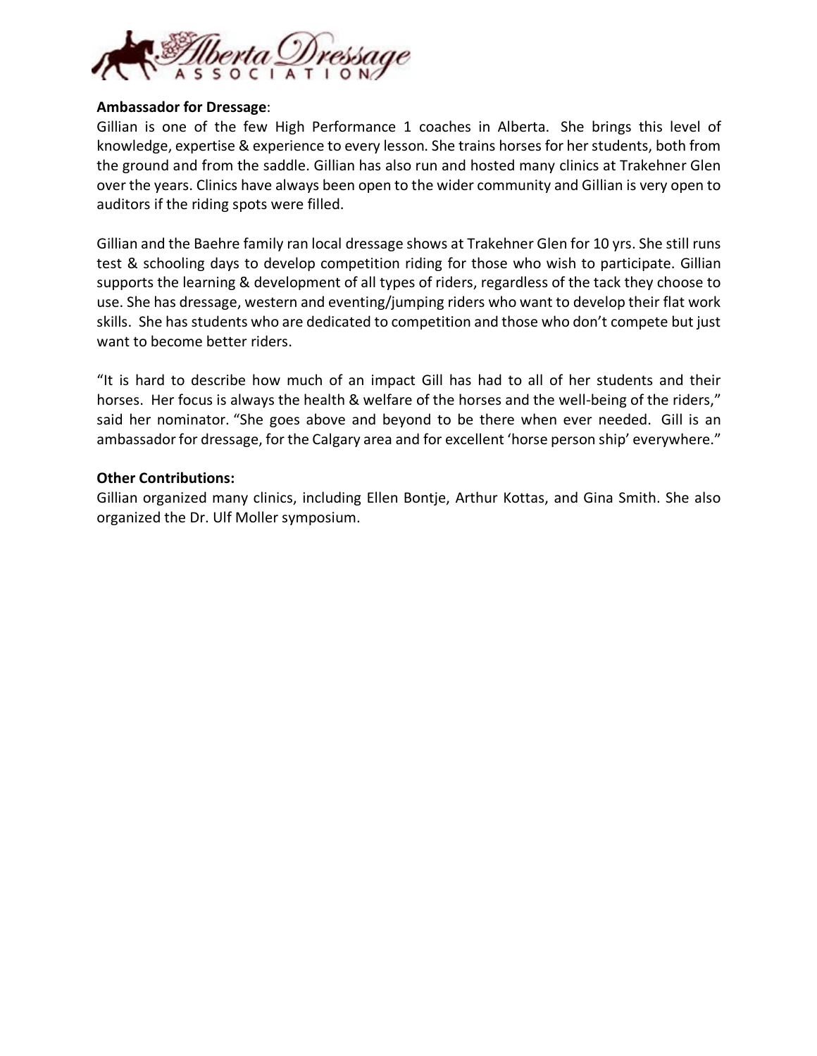**Ambassador for Dressage**:

Gillian is one of the few High Performance 1 coaches in Alberta. She brings this level of knowledge, expertise & experience to every lesson. She trains horses for her students, both from the ground and from the saddle. Gillian has also run and hosted many clinics at Trakehner Glen over the years. Clinics have always been open to the wider community and Gillian is very open to auditors if the riding spots were filled.

Gillian and the Baehre family ran local dressage shows at Trakehner Glen for 10 yrs. She still runs test & schooling days to develop competition riding for those who wish to participate. Gillian supports the learning & development of all types of riders, regardless of the tack they choose to use. She has dressage, western and eventing/jumping riders who want to develop their flat work skills. She has students who are dedicated to competition and those who don't compete but just want to become better riders.

"It is hard to describe how much of an impact Gill has had to all of her students and their horses. Her focus is always the health & welfare of the horses and the well-being of the riders," said her nominator. "She goes above and beyond to be there when ever needed. Gill is an ambassador for dressage, for the Calgary area and for excellent 'horse person ship' everywhere."

**Other Contributions:**

Gillian organized many clinics, including Ellen Bontje, Arthur Kottas, and Gina Smith. She also organized the Dr. Ulf Moller symposium.